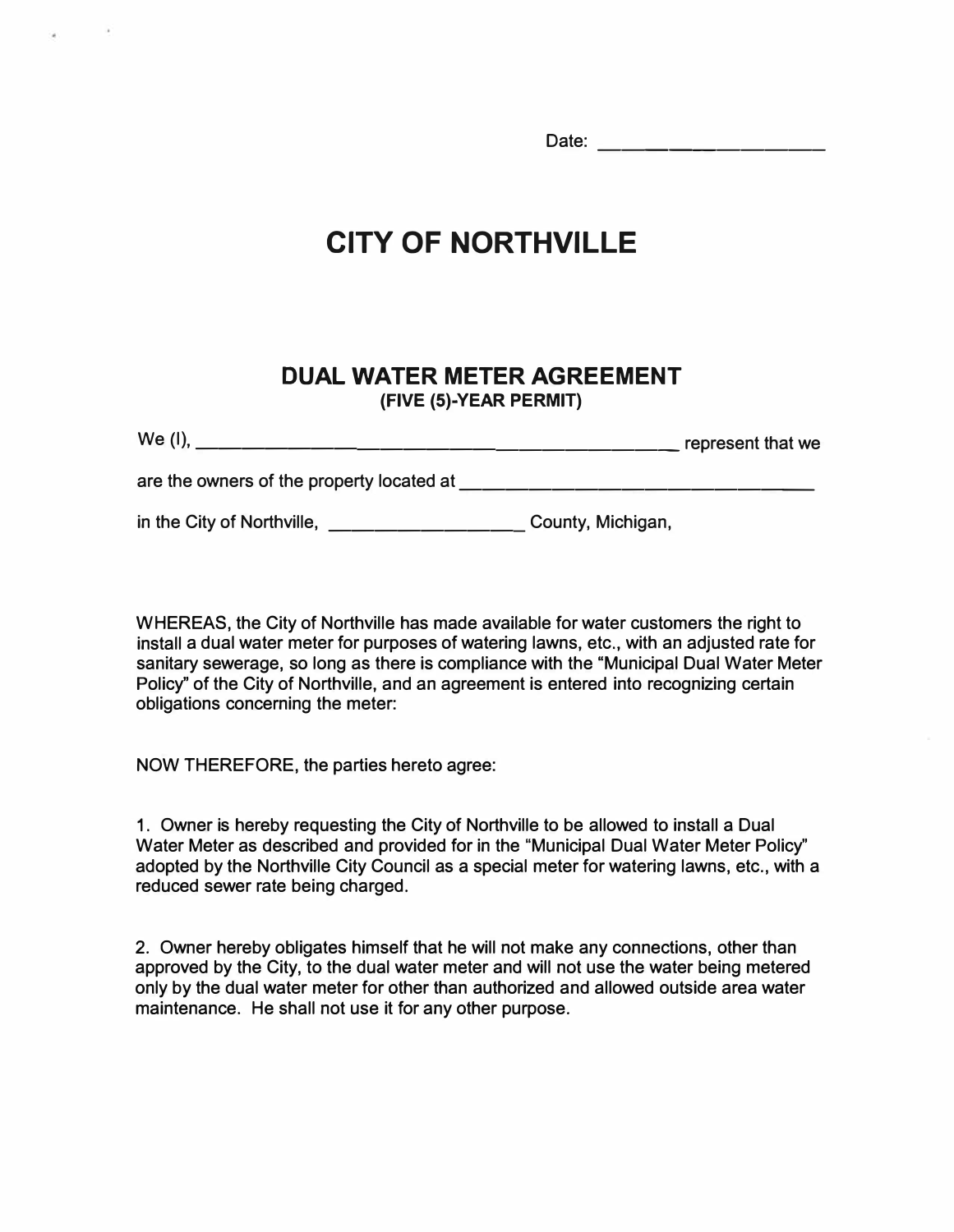Date: ____________________

# CITY OF NORTHVILLE

## DUAL WATER METER AGREEMENT

**(FIVE (5)-YEAR PERMIT)**

We (I), ____________________________________________ represent that we

are the owners of the property located at ____________________________________

in the City of Northville, __________________ County, Michigan,

WHEREAS, the City of Northville has made available for water customers the right to install a dual water meter for purposes of watering lawns, etc., with an adjusted rate for sanitary sewerage, so long as there is compliance with the "Municipal Dual Water Meter Policy" of the City of Northville, and an agreement is entered into recognizing certain obligations concerning the meter:

NOW THEREFORE, the parties hereto agree:

1. Owner is hereby requesting the City of Northville to be allowed to install a Dual Water Meter as described and provided for in the "Municipal Dual Water Meter Policy" adopted by the Northville City Council as a special meter for watering lawns, etc., with a reduced sewer rate being charged.

2. Owner hereby obligates himself that he will not make any connections, other than approved by the City, to the dual water meter and will not use the water being metered only by the dual water meter for other than authorized and allowed outside area water maintenance. He shall not use it for any other purpose.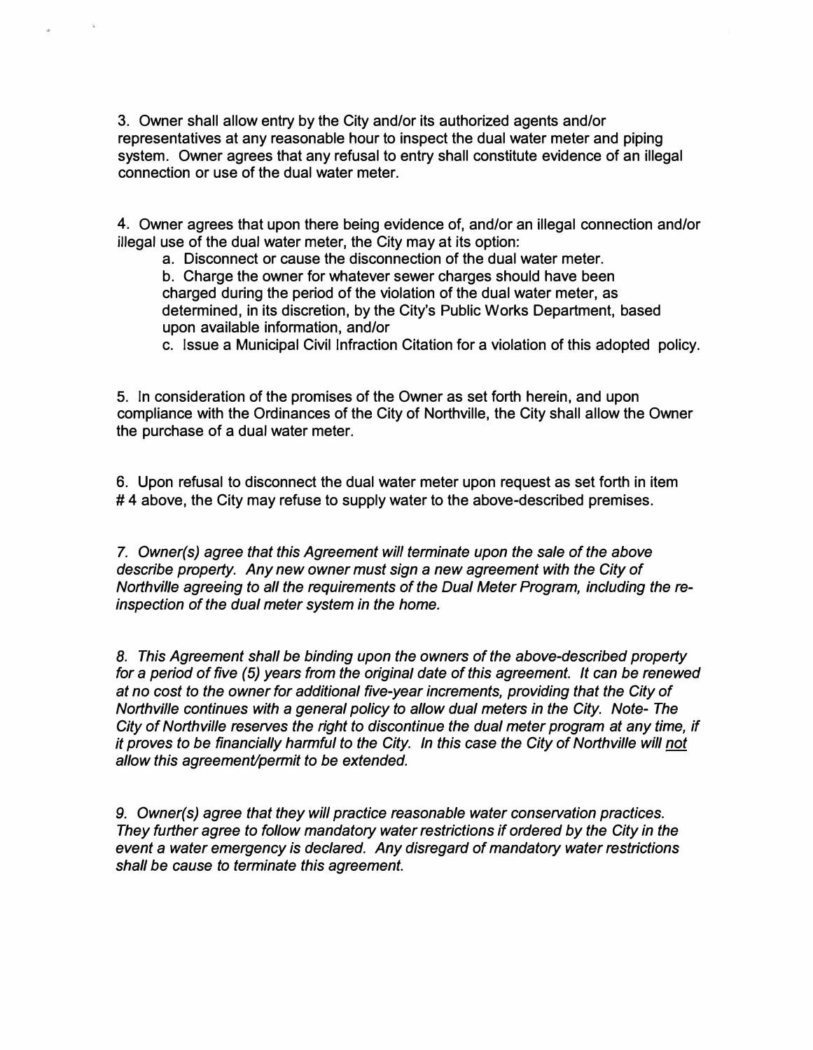3. Owner shall allow entry by the City and/or its authorized agents and/or representatives at any reasonable hour to inspect the dual water meter and piping system. Owner agrees that any refusal to entry shall constitute evidence of an illegal connection or use of the dual water meter.

4. Owner agrees that upon there being evidence of, and/or an illegal connection and/or illegal use of the dual water meter, the City may at its option:

   a. Disconnect or cause the disconnection of the dual water meter.

   b. Charge the owner for whatever sewer charges should have been charged during the period of the violation of the dual water meter, as determined, in its discretion, by the City's Public Works Department, based upon available information, and/or

   c. Issue a Municipal Civil Infraction Citation for a violation of this adopted policy.

5. In consideration of the promises of the Owner as set forth herein, and upon compliance with the Ordinances of the City of Northville, the City shall allow the Owner the purchase of a dual water meter.

6. Upon refusal to disconnect the dual water meter upon request as set forth in item # 4 above, the City may refuse to supply water to the above-described premises.

*7. Owner(s) agree that this Agreement will terminate upon the sale of the above describe property. Any new owner must sign a new agreement with the City of Northville agreeing to all the requirements of the Dual Meter Program, including the re-inspection of the dual meter system in the home.*

*8. This Agreement shall be binding upon the owners of the above-described property for a period of five (5) years from the original date of this agreement. It can be renewed at no cost to the owner for additional five-year increments, providing that the City of Northville continues with a general policy to allow dual meters in the City. Note- The City of Northville reserves the right to discontinue the dual meter program at any time, if it proves to be financially harmful to the City. In this case the City of Northville will <u>not</u> allow this agreement/permit to be extended.*

*9. Owner(s) agree that they will practice reasonable water conservation practices. They further agree to follow mandatory water restrictions if ordered by the City in the event a water emergency is declared. Any disregard of mandatory water restrictions shall be cause to terminate this agreement.*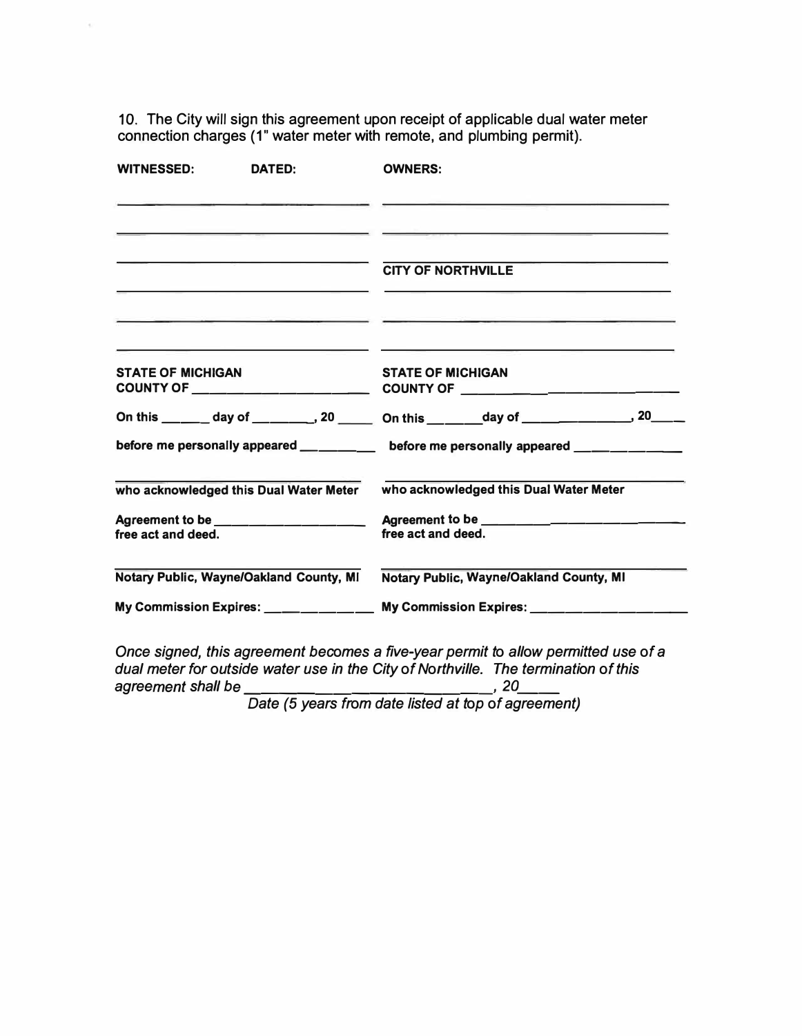10. The City will sign this agreement upon receipt of applicable dual water meter connection charges (1" water meter with remote, and plumbing permit).

**WITNESSED: DATED:** **OWNERS:**

\_\_\_\_\_\_\_\_\_\_\_\_\_\_\_\_\_\_\_\_\_\_\_\_\_\_\_\_\_\_ \_\_\_\_\_\_\_\_\_\_\_\_\_\_\_\_\_\_\_\_\_\_\_\_\_\_\_\_\_\_

\_\_\_\_\_\_\_\_\_\_\_\_\_\_\_\_\_\_\_\_\_\_\_\_\_\_\_\_\_\_ \_\_\_\_\_\_\_\_\_\_\_\_\_\_\_\_\_\_\_\_\_\_\_\_\_\_\_\_\_\_

\_\_\_\_\_\_\_\_\_\_\_\_\_\_\_\_\_\_\_\_\_\_\_\_\_\_\_\_\_\_ **CITY OF NORTHVILLE**

\_\_\_\_\_\_\_\_\_\_\_\_\_\_\_\_\_\_\_\_\_\_\_\_\_\_\_\_\_\_ \_\_\_\_\_\_\_\_\_\_\_\_\_\_\_\_\_\_\_\_\_\_\_\_\_\_\_\_\_\_

\_\_\_\_\_\_\_\_\_\_\_\_\_\_\_\_\_\_\_\_\_\_\_\_\_\_\_\_\_\_ \_\_\_\_\_\_\_\_\_\_\_\_\_\_\_\_\_\_\_\_\_\_\_\_\_\_\_\_\_\_

\_\_\_\_\_\_\_\_\_\_\_\_\_\_\_\_\_\_\_\_\_\_\_\_\_\_\_\_\_\_ \_\_\_\_\_\_\_\_\_\_\_\_\_\_\_\_\_\_\_\_\_\_\_\_\_\_\_\_\_\_

**STATE OF MICHIGAN**
**COUNTY OF \_\_\_\_\_\_\_\_\_\_\_\_\_\_\_\_\_\_\_\_**

**On this \_\_\_\_\_\_ day of \_\_\_\_\_\_\_\_, 20 \_\_\_\_\_**

**before me personally appeared \_\_\_\_\_\_\_\_\_\_**

\_\_\_\_\_\_\_\_\_\_\_\_\_\_\_\_\_\_\_\_\_\_\_\_\_\_\_\_\_\_

**who acknowledged this Dual Water Meter**

**Agreement to be \_\_\_\_\_\_\_\_\_\_\_\_\_\_\_\_\_\_\_\_**
**free act and deed.**

\_\_\_\_\_\_\_\_\_\_\_\_\_\_\_\_\_\_\_\_\_\_\_\_\_\_\_\_\_\_

**Notary Public, Wayne/Oakland County, MI**

**My Commission Expires: \_\_\_\_\_\_\_\_\_\_\_\_\_\_**

**STATE OF MICHIGAN**
**COUNTY OF \_\_\_\_\_\_\_\_\_\_\_\_\_\_\_\_\_\_\_\_**

**On this \_\_\_\_\_\_\_day of \_\_\_\_\_\_\_\_\_\_\_\_\_\_\_, 20\_\_\_\_**

**before me personally appeared \_\_\_\_\_\_\_\_\_\_\_\_\_\_**

\_\_\_\_\_\_\_\_\_\_\_\_\_\_\_\_\_\_\_\_\_\_\_\_\_\_\_\_\_\_

**who acknowledged this Dual Water Meter**

**Agreement to be \_\_\_\_\_\_\_\_\_\_\_\_\_\_\_\_\_\_\_\_\_\_\_\_**
**free act and deed.**

\_\_\_\_\_\_\_\_\_\_\_\_\_\_\_\_\_\_\_\_\_\_\_\_\_\_\_\_\_\_

**Notary Public, Wayne/Oakland County, MI**

**My Commission Expires: \_\_\_\_\_\_\_\_\_\_\_\_\_\_\_\_\_\_\_\_**

*Once signed, this agreement becomes a five-year permit to allow permitted use of a dual meter for outside water use in the City of Northville. The termination of this agreement shall be \_\_\_\_\_\_\_\_\_\_\_\_\_\_\_\_\_\_\_\_\_\_\_\_\_\_\_\_\_\_, 20\_\_\_\_\_*

*Date (5 years from date listed at top of agreement)*